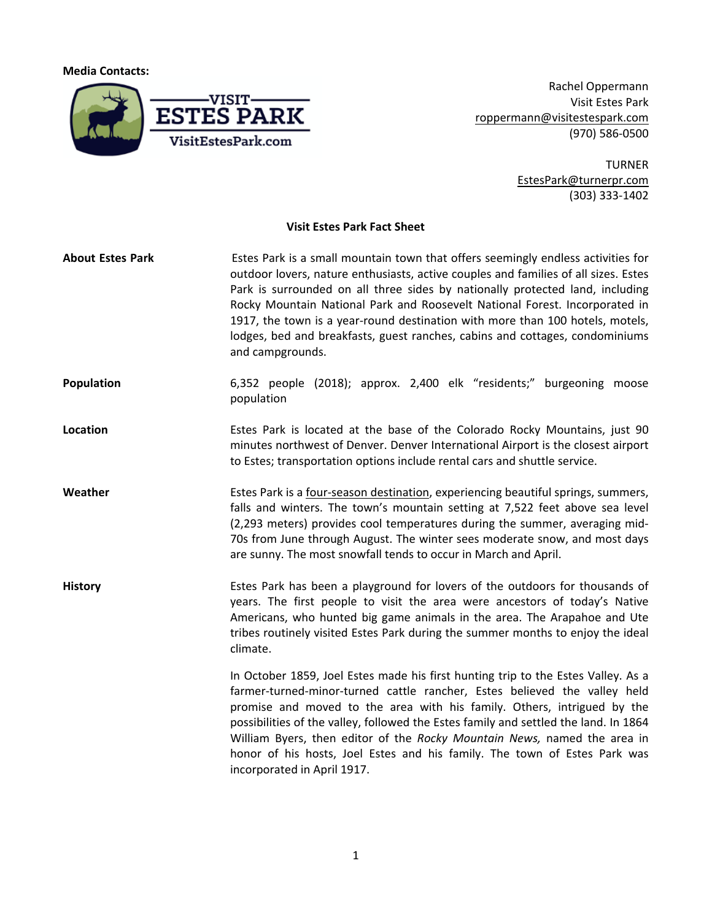**Media Contacts:**

Rachel Oppermann
Visit Estes Park
roppermann@visitestespark.com
(970) 586-0500

TURNER
EstesPark@turnerpr.com
(303) 333-1402

# Visit Estes Park Fact Sheet

**About Estes Park**

Estes Park is a small mountain town that offers seemingly endless activities for outdoor lovers, nature enthusiasts, active couples and families of all sizes. Estes Park is surrounded on all three sides by nationally protected land, including Rocky Mountain National Park and Roosevelt National Forest. Incorporated in 1917, the town is a year-round destination with more than 100 hotels, motels, lodges, bed and breakfasts, guest ranches, cabins and cottages, condominiums and campgrounds.

**Population**

6,352 people (2018); approx. 2,400 elk "residents;" burgeoning moose population

**Location**

Estes Park is located at the base of the Colorado Rocky Mountains, just 90 minutes northwest of Denver. Denver International Airport is the closest airport to Estes; transportation options include rental cars and shuttle service.

**Weather**

Estes Park is a four-season destination, experiencing beautiful springs, summers, falls and winters. The town's mountain setting at 7,522 feet above sea level (2,293 meters) provides cool temperatures during the summer, averaging mid-70s from June through August. The winter sees moderate snow, and most days are sunny. The most snowfall tends to occur in March and April.

**History**

Estes Park has been a playground for lovers of the outdoors for thousands of years. The first people to visit the area were ancestors of today's Native Americans, who hunted big game animals in the area. The Arapahoe and Ute tribes routinely visited Estes Park during the summer months to enjoy the ideal climate.

In October 1859, Joel Estes made his first hunting trip to the Estes Valley. As a farmer-turned-minor-turned cattle rancher, Estes believed the valley held promise and moved to the area with his family. Others, intrigued by the possibilities of the valley, followed the Estes family and settled the land. In 1864 William Byers, then editor of the *Rocky Mountain News,* named the area in honor of his hosts, Joel Estes and his family. The town of Estes Park was incorporated in April 1917.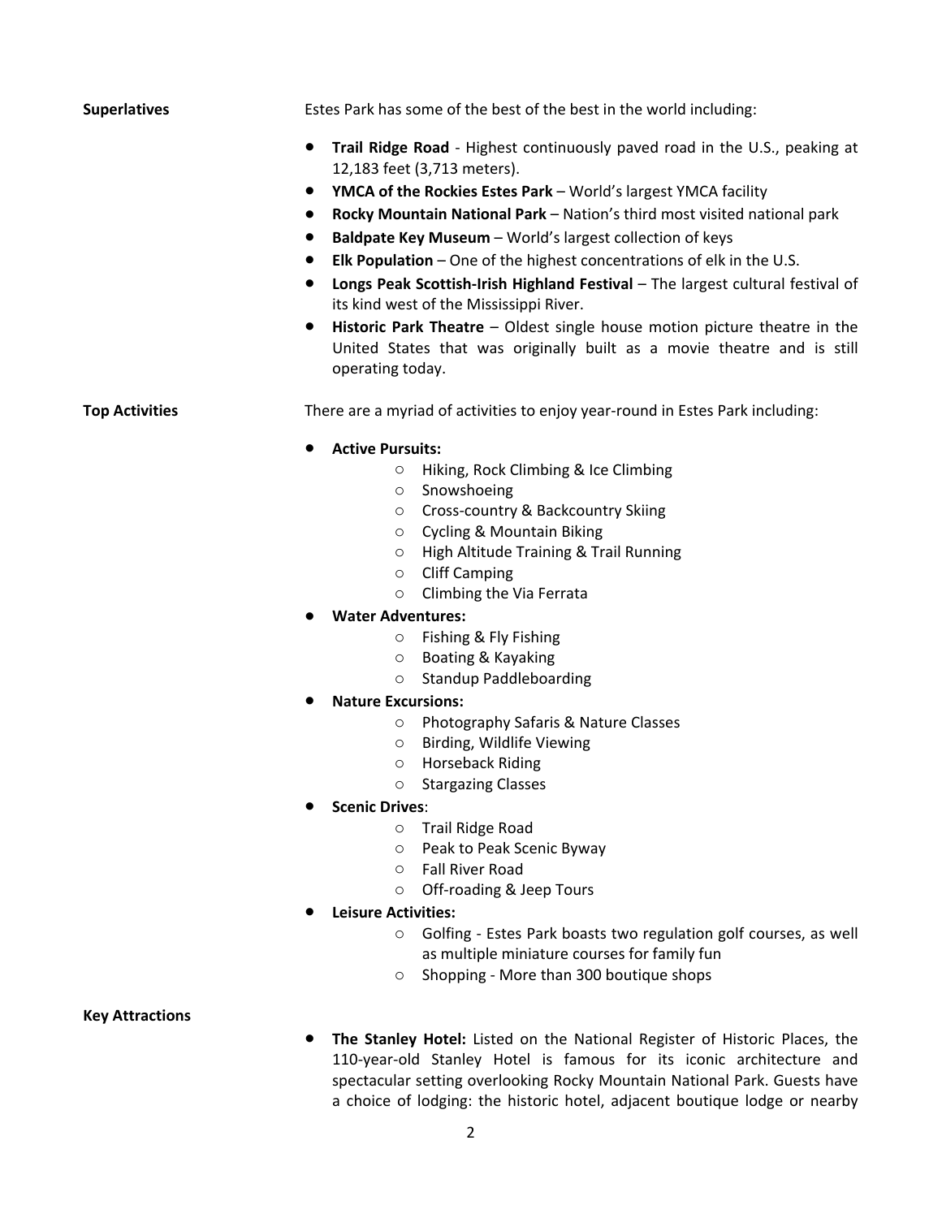**Superlatives**

Estes Park has some of the best of the best in the world including:

- **Trail Ridge Road** - Highest continuously paved road in the U.S., peaking at 12,183 feet (3,713 meters).
- **YMCA of the Rockies Estes Park** – World's largest YMCA facility
- **Rocky Mountain National Park** – Nation's third most visited national park
- **Baldpate Key Museum** – World's largest collection of keys
- **Elk Population** – One of the highest concentrations of elk in the U.S.
- **Longs Peak Scottish-Irish Highland Festival** – The largest cultural festival of its kind west of the Mississippi River.
- **Historic Park Theatre** – Oldest single house motion picture theatre in the United States that was originally built as a movie theatre and is still operating today.

**Top Activities**

There are a myriad of activities to enjoy year-round in Estes Park including:

- **Active Pursuits:**
  - Hiking, Rock Climbing & Ice Climbing
  - Snowshoeing
  - Cross-country & Backcountry Skiing
  - Cycling & Mountain Biking
  - High Altitude Training & Trail Running
  - Cliff Camping
  - Climbing the Via Ferrata
- **Water Adventures:**
  - Fishing & Fly Fishing
  - Boating & Kayaking
  - Standup Paddleboarding
- **Nature Excursions:**
  - Photography Safaris & Nature Classes
  - Birding, Wildlife Viewing
  - Horseback Riding
  - Stargazing Classes
- **Scenic Drives**:
  - Trail Ridge Road
  - Peak to Peak Scenic Byway
  - Fall River Road
  - Off-roading & Jeep Tours
- **Leisure Activities:**
  - Golfing - Estes Park boasts two regulation golf courses, as well as multiple miniature courses for family fun
  - Shopping - More than 300 boutique shops

**Key Attractions**

- **The Stanley Hotel:** Listed on the National Register of Historic Places, the 110-year-old Stanley Hotel is famous for its iconic architecture and spectacular setting overlooking Rocky Mountain National Park. Guests have a choice of lodging: the historic hotel, adjacent boutique lodge or nearby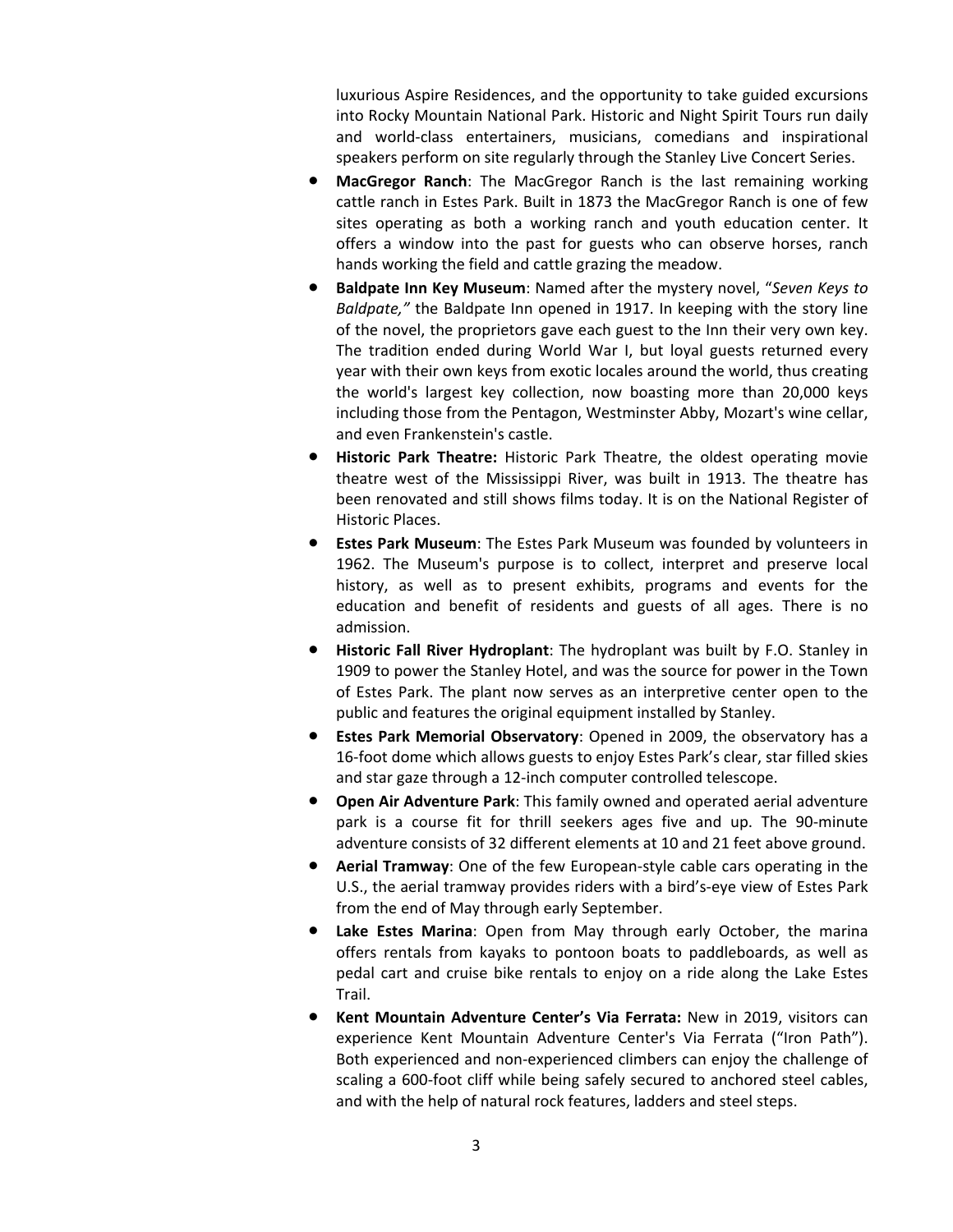luxurious Aspire Residences, and the opportunity to take guided excursions into Rocky Mountain National Park. Historic and Night Spirit Tours run daily and world-class entertainers, musicians, comedians and inspirational speakers perform on site regularly through the Stanley Live Concert Series.

- **MacGregor Ranch**: The MacGregor Ranch is the last remaining working cattle ranch in Estes Park. Built in 1873 the MacGregor Ranch is one of few sites operating as both a working ranch and youth education center. It offers a window into the past for guests who can observe horses, ranch hands working the field and cattle grazing the meadow.
- **Baldpate Inn Key Museum**: Named after the mystery novel, "*Seven Keys to Baldpate,"* the Baldpate Inn opened in 1917. In keeping with the story line of the novel, the proprietors gave each guest to the Inn their very own key. The tradition ended during World War I, but loyal guests returned every year with their own keys from exotic locales around the world, thus creating the world's largest key collection, now boasting more than 20,000 keys including those from the Pentagon, Westminster Abby, Mozart's wine cellar, and even Frankenstein's castle.
- **Historic Park Theatre:** Historic Park Theatre, the oldest operating movie theatre west of the Mississippi River, was built in 1913. The theatre has been renovated and still shows films today. It is on the National Register of Historic Places.
- **Estes Park Museum**: The Estes Park Museum was founded by volunteers in 1962. The Museum's purpose is to collect, interpret and preserve local history, as well as to present exhibits, programs and events for the education and benefit of residents and guests of all ages. There is no admission.
- **Historic Fall River Hydroplant**: The hydroplant was built by F.O. Stanley in 1909 to power the Stanley Hotel, and was the source for power in the Town of Estes Park. The plant now serves as an interpretive center open to the public and features the original equipment installed by Stanley.
- **Estes Park Memorial Observatory**: Opened in 2009, the observatory has a 16-foot dome which allows guests to enjoy Estes Park's clear, star filled skies and star gaze through a 12-inch computer controlled telescope.
- **Open Air Adventure Park**: This family owned and operated aerial adventure park is a course fit for thrill seekers ages five and up. The 90-minute adventure consists of 32 different elements at 10 and 21 feet above ground.
- **Aerial Tramway**: One of the few European-style cable cars operating in the U.S., the aerial tramway provides riders with a bird's-eye view of Estes Park from the end of May through early September.
- **Lake Estes Marina**: Open from May through early October, the marina offers rentals from kayaks to pontoon boats to paddleboards, as well as pedal cart and cruise bike rentals to enjoy on a ride along the Lake Estes Trail.
- **Kent Mountain Adventure Center's Via Ferrata:** New in 2019, visitors can experience Kent Mountain Adventure Center's Via Ferrata ("Iron Path"). Both experienced and non-experienced climbers can enjoy the challenge of scaling a 600-foot cliff while being safely secured to anchored steel cables, and with the help of natural rock features, ladders and steel steps.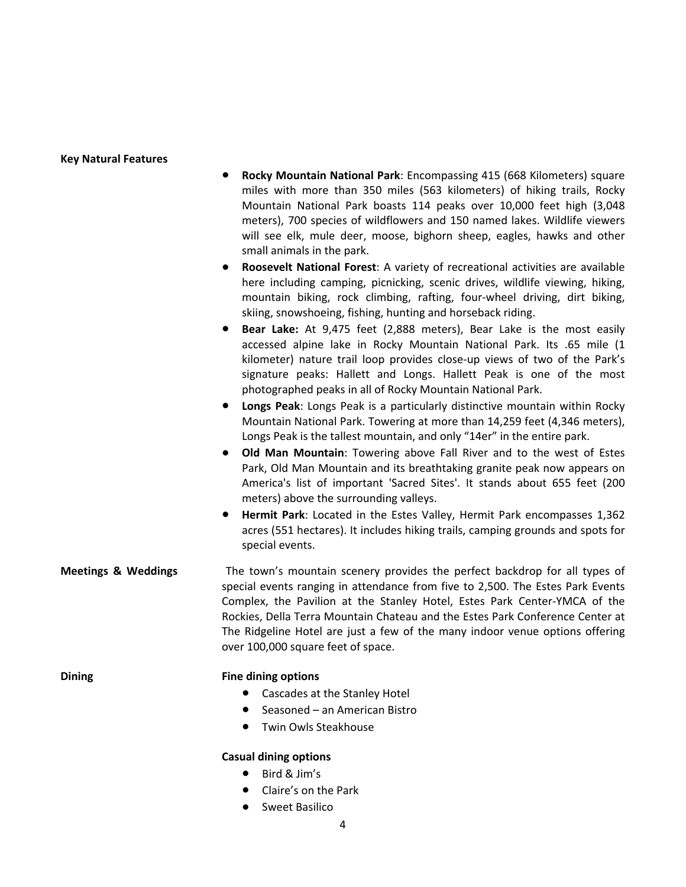**Key Natural Features**

- **Rocky Mountain National Park**: Encompassing 415 (668 Kilometers) square miles with more than 350 miles (563 kilometers) of hiking trails, Rocky Mountain National Park boasts 114 peaks over 10,000 feet high (3,048 meters), 700 species of wildflowers and 150 named lakes. Wildlife viewers will see elk, mule deer, moose, bighorn sheep, eagles, hawks and other small animals in the park.
- **Roosevelt National Forest**: A variety of recreational activities are available here including camping, picnicking, scenic drives, wildlife viewing, hiking, mountain biking, rock climbing, rafting, four-wheel driving, dirt biking, skiing, snowshoeing, fishing, hunting and horseback riding.
- **Bear Lake:** At 9,475 feet (2,888 meters), Bear Lake is the most easily accessed alpine lake in Rocky Mountain National Park. Its .65 mile (1 kilometer) nature trail loop provides close-up views of two of the Park's signature peaks: Hallett and Longs. Hallett Peak is one of the most photographed peaks in all of Rocky Mountain National Park.
- **Longs Peak**: Longs Peak is a particularly distinctive mountain within Rocky Mountain National Park. Towering at more than 14,259 feet (4,346 meters), Longs Peak is the tallest mountain, and only "14er" in the entire park.
- **Old Man Mountain**: Towering above Fall River and to the west of Estes Park, Old Man Mountain and its breathtaking granite peak now appears on America's list of important 'Sacred Sites'. It stands about 655 feet (200 meters) above the surrounding valleys.
- **Hermit Park**: Located in the Estes Valley, Hermit Park encompasses 1,362 acres (551 hectares). It includes hiking trails, camping grounds and spots for special events.

**Meetings & Weddings**

The town's mountain scenery provides the perfect backdrop for all types of special events ranging in attendance from five to 2,500. The Estes Park Events Complex, the Pavilion at the Stanley Hotel, Estes Park Center-YMCA of the Rockies, Della Terra Mountain Chateau and the Estes Park Conference Center at The Ridgeline Hotel are just a few of the many indoor venue options offering over 100,000 square feet of space.

**Dining**

**Fine dining options**

- Cascades at the Stanley Hotel
- Seasoned – an American Bistro
- Twin Owls Steakhouse

**Casual dining options**

- Bird & Jim's
- Claire's on the Park
- Sweet Basilico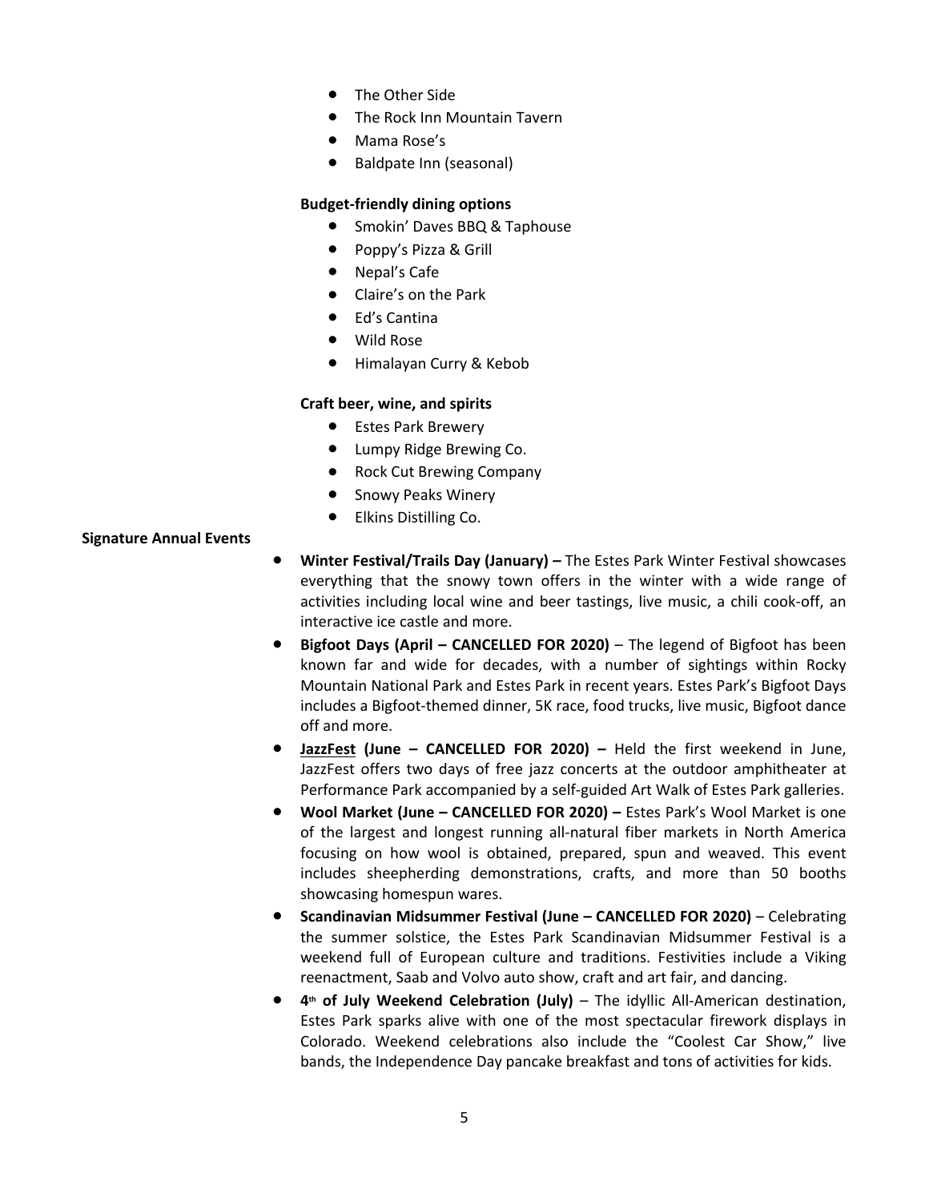- The Other Side
- The Rock Inn Mountain Tavern
- Mama Rose's
- Baldpate Inn (seasonal)

**Budget-friendly dining options**

- Smokin' Daves BBQ & Taphouse
- Poppy's Pizza & Grill
- Nepal's Cafe
- Claire's on the Park
- Ed's Cantina
- Wild Rose
- Himalayan Curry & Kebob

**Craft beer, wine, and spirits**

- Estes Park Brewery
- Lumpy Ridge Brewing Co.
- Rock Cut Brewing Company
- Snowy Peaks Winery
- Elkins Distilling Co.

**Signature Annual Events**

- **Winter Festival/Trails Day (January) –** The Estes Park Winter Festival showcases everything that the snowy town offers in the winter with a wide range of activities including local wine and beer tastings, live music, a chili cook-off, an interactive ice castle and more.
- **Bigfoot Days (April – CANCELLED FOR 2020)** – The legend of Bigfoot has been known far and wide for decades, with a number of sightings within Rocky Mountain National Park and Estes Park in recent years. Estes Park's Bigfoot Days includes a Bigfoot-themed dinner, 5K race, food trucks, live music, Bigfoot dance off and more.
- **JazzFest (June – CANCELLED FOR 2020) –** Held the first weekend in June, JazzFest offers two days of free jazz concerts at the outdoor amphitheater at Performance Park accompanied by a self-guided Art Walk of Estes Park galleries.
- **Wool Market (June – CANCELLED FOR 2020) –** Estes Park's Wool Market is one of the largest and longest running all-natural fiber markets in North America focusing on how wool is obtained, prepared, spun and weaved. This event includes sheepherding demonstrations, crafts, and more than 50 booths showcasing homespun wares.
- **Scandinavian Midsummer Festival (June – CANCELLED FOR 2020)** – Celebrating the summer solstice, the Estes Park Scandinavian Midsummer Festival is a weekend full of European culture and traditions. Festivities include a Viking reenactment, Saab and Volvo auto show, craft and art fair, and dancing.
- **4th of July Weekend Celebration (July)** – The idyllic All-American destination, Estes Park sparks alive with one of the most spectacular firework displays in Colorado. Weekend celebrations also include the "Coolest Car Show," live bands, the Independence Day pancake breakfast and tons of activities for kids.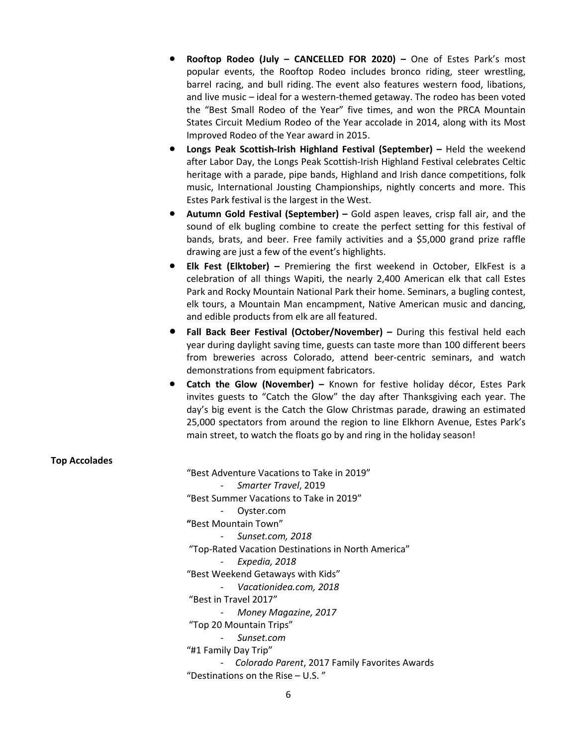- **Rooftop Rodeo (July – CANCELLED FOR 2020) –** One of Estes Park's most popular events, the Rooftop Rodeo includes bronco riding, steer wrestling, barrel racing, and bull riding. The event also features western food, libations, and live music – ideal for a western-themed getaway. The rodeo has been voted the "Best Small Rodeo of the Year" five times, and won the PRCA Mountain States Circuit Medium Rodeo of the Year accolade in 2014, along with its Most Improved Rodeo of the Year award in 2015.
- **Longs Peak Scottish-Irish Highland Festival (September) –** Held the weekend after Labor Day, the Longs Peak Scottish-Irish Highland Festival celebrates Celtic heritage with a parade, pipe bands, Highland and Irish dance competitions, folk music, International Jousting Championships, nightly concerts and more. This Estes Park festival is the largest in the West.
- **Autumn Gold Festival (September) –** Gold aspen leaves, crisp fall air, and the sound of elk bugling combine to create the perfect setting for this festival of bands, brats, and beer. Free family activities and a $5,000 grand prize raffle drawing are just a few of the event's highlights.
- **Elk Fest (Elktober) –** Premiering the first weekend in October, ElkFest is a celebration of all things Wapiti, the nearly 2,400 American elk that call Estes Park and Rocky Mountain National Park their home. Seminars, a bugling contest, elk tours, a Mountain Man encampment, Native American music and dancing, and edible products from elk are all featured.
- **Fall Back Beer Festival (October/November) –** During this festival held each year during daylight saving time, guests can taste more than 100 different beers from breweries across Colorado, attend beer-centric seminars, and watch demonstrations from equipment fabricators.
- **Catch the Glow (November) –** Known for festive holiday décor, Estes Park invites guests to "Catch the Glow" the day after Thanksgiving each year. The day's big event is the Catch the Glow Christmas parade, drawing an estimated 25,000 spectators from around the region to line Elkhorn Avenue, Estes Park's main street, to watch the floats go by and ring in the holiday season!

**Top Accolades**

"Best Adventure Vacations to Take in 2019"
- *Smarter Travel*, 2019

"Best Summer Vacations to Take in 2019"
- Oyster.com

"Best Mountain Town"
- *Sunset.com, 2018*

"Top-Rated Vacation Destinations in North America"
- *Expedia, 2018*

"Best Weekend Getaways with Kids"
- *Vacationidea.com, 2018*

"Best in Travel 2017"
- *Money Magazine, 2017*

"Top 20 Mountain Trips"
- *Sunset.com*

"#1 Family Day Trip"
- *Colorado Parent*, 2017 Family Favorites Awards

"Destinations on the Rise – U.S. "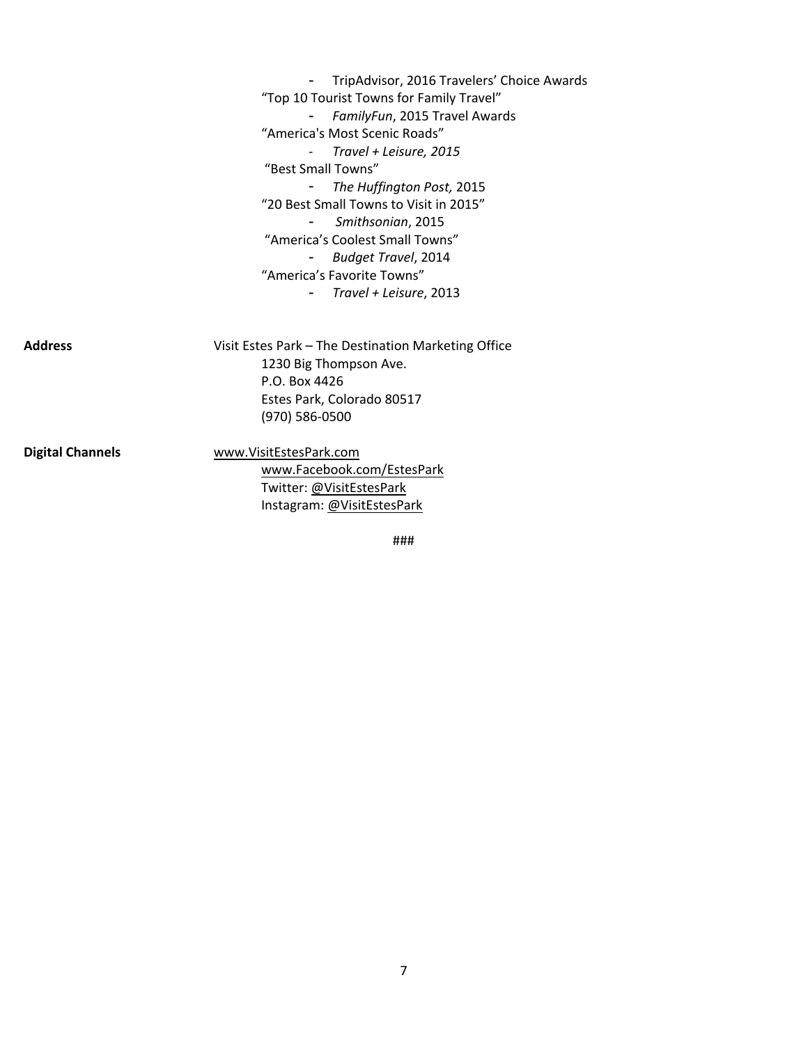- TripAdvisor, 2016 Travelers' Choice Awards

"Top 10 Tourist Towns for Family Travel"

- *FamilyFun*, 2015 Travel Awards

"America's Most Scenic Roads"

- *Travel + Leisure, 2015*

"Best Small Towns"

- *The Huffington Post,* 2015

"20 Best Small Towns to Visit in 2015"

- *Smithsonian*, 2015

"America's Coolest Small Towns"

- *Budget Travel*, 2014

"America's Favorite Towns"

- *Travel + Leisure*, 2013

**Address**

Visit Estes Park – The Destination Marketing Office
1230 Big Thompson Ave.
P.O. Box 4426
Estes Park, Colorado 80517
(970) 586-0500

**Digital Channels**

www.VisitEstesPark.com
www.Facebook.com/EstesPark
Twitter: @VisitEstesPark
Instagram: @VisitEstesPark

###